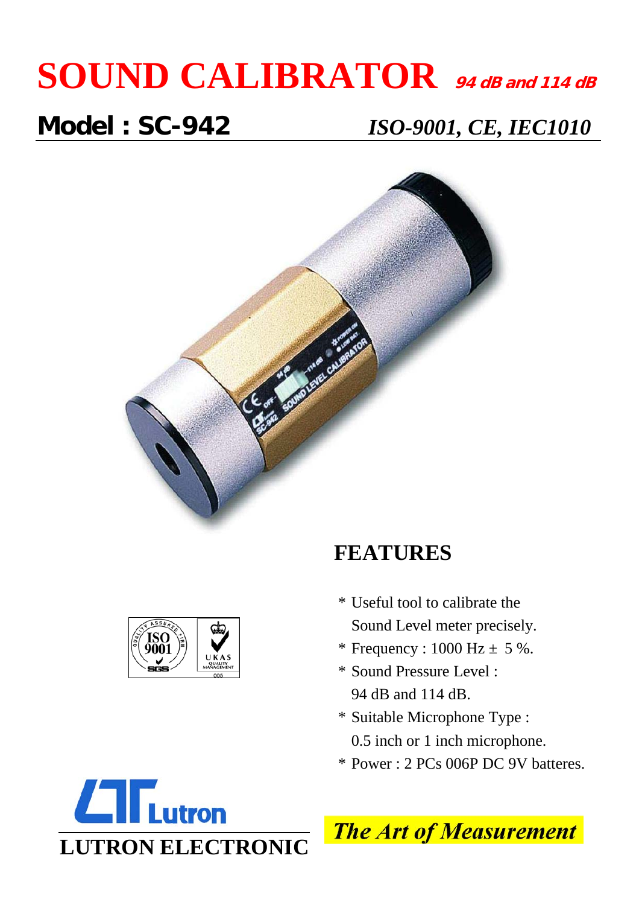# SOUND CALIBRATOR *94 dB and 114 dB*

## Model : SC-942 *ISO-9001, CE, IEC1010*

## FEATURES

* Useful tool to calibrate the Sound Level meter precisely.
* Frequency : 1000 Hz ± 5 %.
* Sound Pressure Level : 94 dB and 114 dB.
* Suitable Microphone Type : 0.5 inch or 1 inch microphone.
* Power : 2 PCs 006P DC 9V batteres.

**LUTRON ELECTRONIC**

*The Art of Measurement*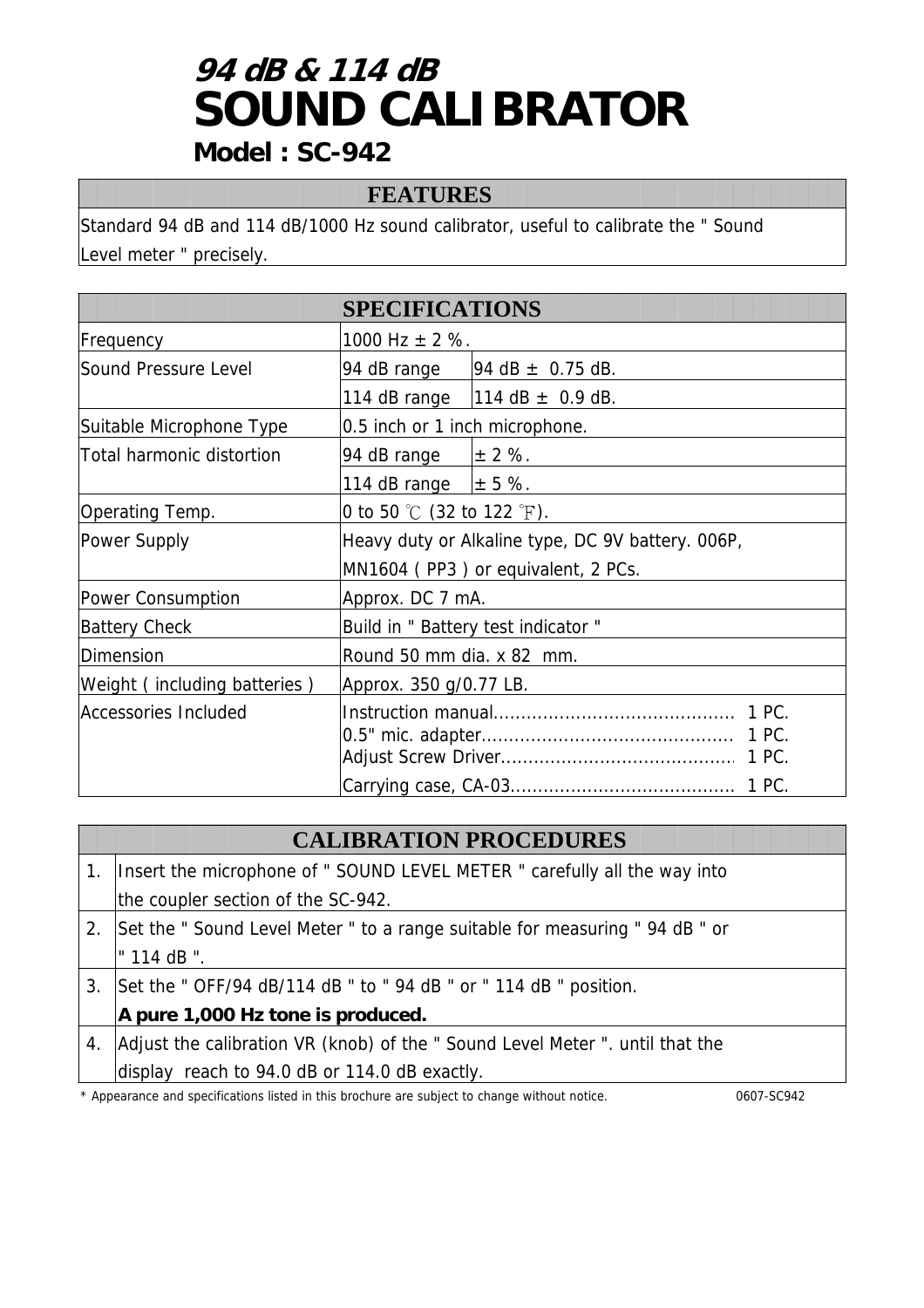# *94 dB & 114 dB*
# SOUND CALIBRATOR
### Model : SC-942

## FEATURES

Standard 94 dB and 114 dB/1000 Hz sound calibrator, useful to calibrate the " Sound Level meter " precisely.

## SPECIFICATIONS

| | | |
|---|---|---|
| Frequency | 1000 Hz ± 2 %. | |
| Sound Pressure Level | 94 dB range | 94 dB ± 0.75 dB. |
| | 114 dB range | 114 dB ± 0.9 dB. |
| Suitable Microphone Type | 0.5 inch or 1 inch microphone. | |
| Total harmonic distortion | 94 dB range | ± 2 %. |
| | 114 dB range | ± 5 %. |
| Operating Temp. | 0 to 50 ℃ (32 to 122 ℉). | |
| Power Supply | Heavy duty or Alkaline type, DC 9V battery. 006P, MN1604 ( PP3 ) or equivalent, 2 PCs. | |
| Power Consumption | Approx. DC 7 mA. | |
| Battery Check | Build in " Battery test indicator " | |
| Dimension | Round 50 mm dia. x 82 mm. | |
| Weight ( including batteries ) | Approx. 350 g/0.77 LB. | |
| Accessories Included | Instruction manual........................................... 1 PC.<br>0.5" mic. adapter............................................. 1 PC.<br>Adjust Screw Driver.......................................... 1 PC.<br>Carrying case, CA-03........................................ 1 PC. | |

## CALIBRATION PROCEDURES

| | |
|---|---|
| 1. | Insert the microphone of " SOUND LEVEL METER " carefully all the way into the coupler section of the SC-942. |
| 2. | Set the " Sound Level Meter " to a range suitable for measuring " 94 dB " or " 114 dB ". |
| 3. | Set the " OFF/94 dB/114 dB " to " 94 dB " or " 114 dB " position.<br>**A pure 1,000 Hz tone is produced.** |
| 4. | Adjust the calibration VR (knob) of the " Sound Level Meter ". until that the display reach to 94.0 dB or 114.0 dB exactly. |

\* Appearance and specifications listed in this brochure are subject to change without notice. 0607-SC942